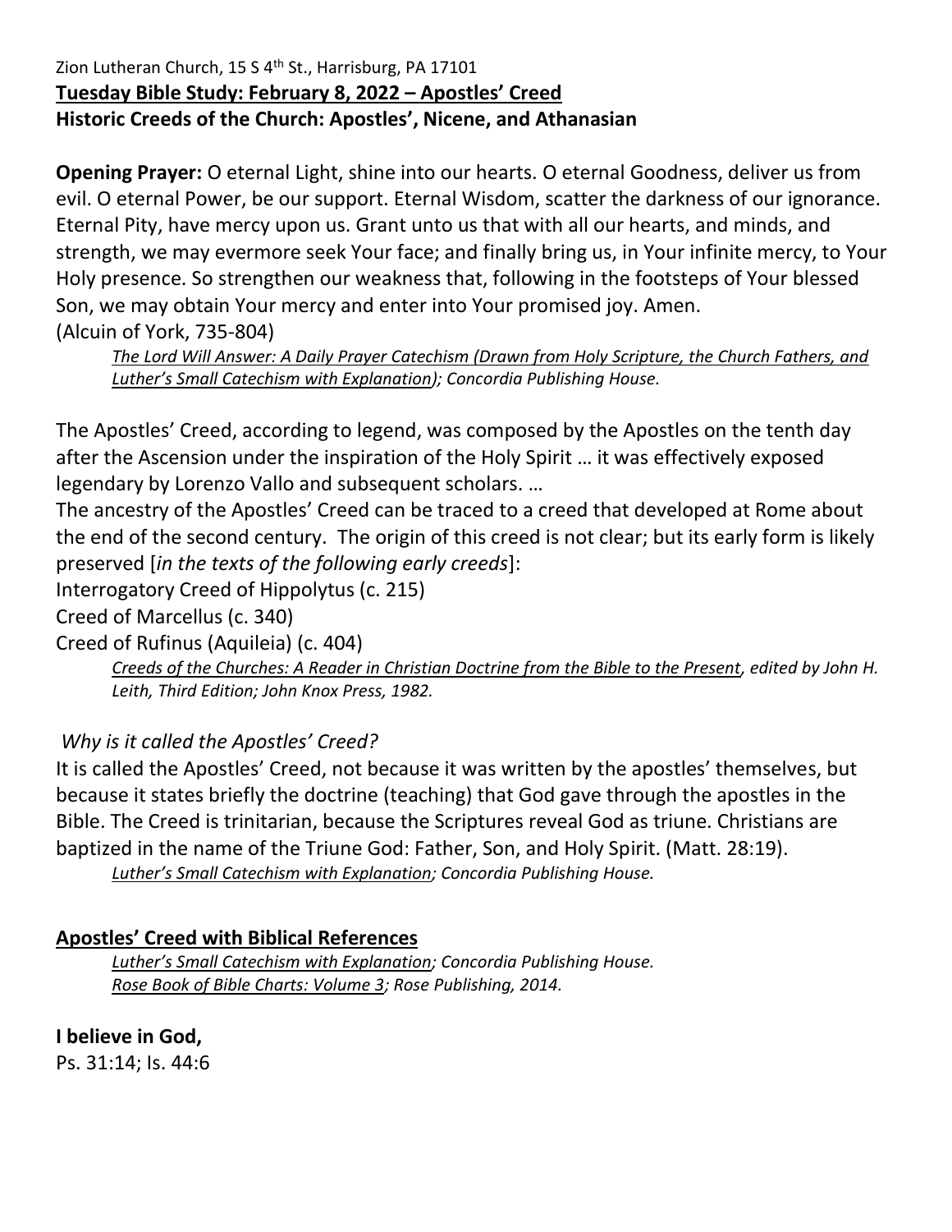Zion Lutheran Church, 15 S 4th St., Harrisburg, PA 17101

**Tuesday Bible Study: February 8, 2022 – Apostles' Creed**

**Historic Creeds of the Church: Apostles', Nicene, and Athanasian**

**Opening Prayer:** O eternal Light, shine into our hearts. O eternal Goodness, deliver us from evil. O eternal Power, be our support. Eternal Wisdom, scatter the darkness of our ignorance. Eternal Pity, have mercy upon us. Grant unto us that with all our hearts, and minds, and strength, we may evermore seek Your face; and finally bring us, in Your infinite mercy, to Your Holy presence. So strengthen our weakness that, following in the footsteps of Your blessed Son, we may obtain Your mercy and enter into Your promised joy. Amen.
(Alcuin of York, 735-804)

> *The Lord Will Answer: A Daily Prayer Catechism (Drawn from Holy Scripture, the Church Fathers, and Luther's Small Catechism with Explanation); Concordia Publishing House.*

The Apostles' Creed, according to legend, was composed by the Apostles on the tenth day after the Ascension under the inspiration of the Holy Spirit … it was effectively exposed legendary by Lorenzo Vallo and subsequent scholars. …

The ancestry of the Apostles' Creed can be traced to a creed that developed at Rome about the end of the second century. The origin of this creed is not clear; but its early form is likely preserved [*in the texts of the following early creeds*]:

Interrogatory Creed of Hippolytus (c. 215)

Creed of Marcellus (c. 340)

Creed of Rufinus (Aquileia) (c. 404)

> *Creeds of the Churches: A Reader in Christian Doctrine from the Bible to the Present, edited by John H. Leith, Third Edition; John Knox Press, 1982.*

*Why is it called the Apostles' Creed?*

It is called the Apostles' Creed, not because it was written by the apostles' themselves, but because it states briefly the doctrine (teaching) that God gave through the apostles in the Bible. The Creed is trinitarian, because the Scriptures reveal God as triune. Christians are baptized in the name of the Triune God: Father, Son, and Holy Spirit. (Matt. 28:19).

> *Luther's Small Catechism with Explanation; Concordia Publishing House.*

## Apostles' Creed with Biblical References

> *Luther's Small Catechism with Explanation; Concordia Publishing House.*
> *Rose Book of Bible Charts: Volume 3; Rose Publishing, 2014.*

**I believe in God,**

Ps. 31:14; Is. 44:6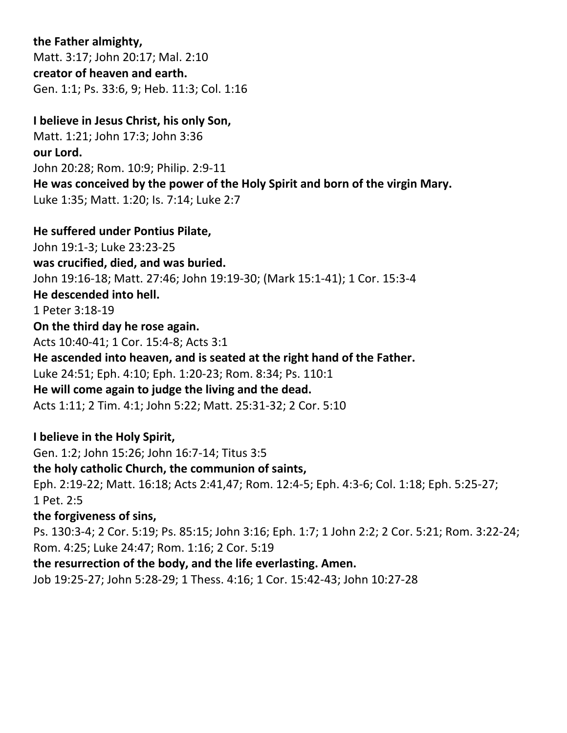**the Father almighty,**
Matt. 3:17; John 20:17; Mal. 2:10
**creator of heaven and earth.**
Gen. 1:1; Ps. 33:6, 9; Heb. 11:3; Col. 1:16

**I believe in Jesus Christ, his only Son,**
Matt. 1:21; John 17:3; John 3:36
**our Lord.**
John 20:28; Rom. 10:9; Philip. 2:9-11
**He was conceived by the power of the Holy Spirit and born of the virgin Mary.**
Luke 1:35; Matt. 1:20; Is. 7:14; Luke 2:7

**He suffered under Pontius Pilate,**
John 19:1-3; Luke 23:23-25
**was crucified, died, and was buried.**
John 19:16-18; Matt. 27:46; John 19:19-30; (Mark 15:1-41); 1 Cor. 15:3-4
**He descended into hell.**
1 Peter 3:18-19
**On the third day he rose again.**
Acts 10:40-41; 1 Cor. 15:4-8; Acts 3:1
**He ascended into heaven, and is seated at the right hand of the Father.**
Luke 24:51; Eph. 4:10; Eph. 1:20-23; Rom. 8:34; Ps. 110:1
**He will come again to judge the living and the dead.**
Acts 1:11; 2 Tim. 4:1; John 5:22; Matt. 25:31-32; 2 Cor. 5:10

**I believe in the Holy Spirit,**
Gen. 1:2; John 15:26; John 16:7-14; Titus 3:5
**the holy catholic Church, the communion of saints,**
Eph. 2:19-22; Matt. 16:18; Acts 2:41,47; Rom. 12:4-5; Eph. 4:3-6; Col. 1:18; Eph. 5:25-27; 1 Pet. 2:5
**the forgiveness of sins,**
Ps. 130:3-4; 2 Cor. 5:19; Ps. 85:15; John 3:16; Eph. 1:7; 1 John 2:2; 2 Cor. 5:21; Rom. 3:22-24; Rom. 4:25; Luke 24:47; Rom. 1:16; 2 Cor. 5:19
**the resurrection of the body, and the life everlasting. Amen.**
Job 19:25-27; John 5:28-29; 1 Thess. 4:16; 1 Cor. 15:42-43; John 10:27-28